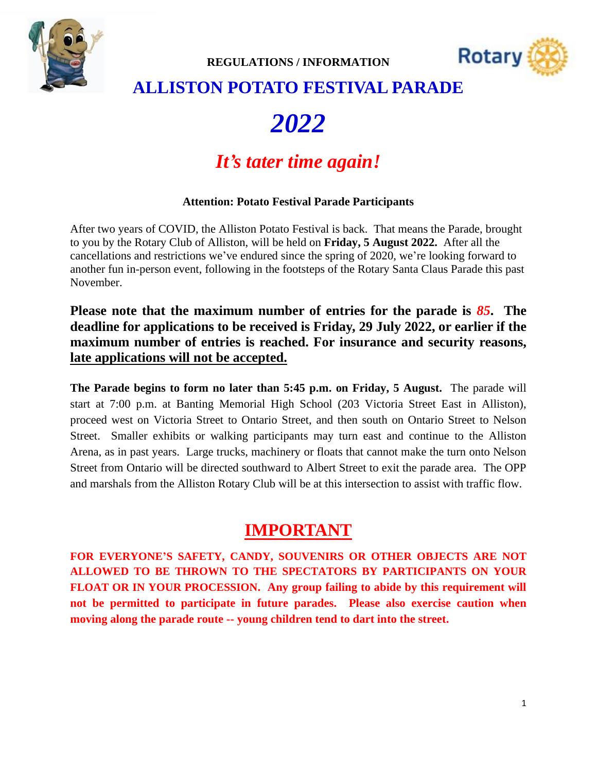**REGULATIONS / INFORMATION**

# ALLISTON POTATO FESTIVAL PARADE

# *2022*

## *It's tater time again!*

**Attention: Potato Festival Parade Participants**

After two years of COVID, the Alliston Potato Festival is back. That means the Parade, brought to you by the Rotary Club of Alliston, will be held on **Friday, 5 August 2022.** After all the cancellations and restrictions we've endured since the spring of 2020, we're looking forward to another fun in-person event, following in the footsteps of the Rotary Santa Claus Parade this past November.

**Please note that the maximum number of entries for the parade is *85*. The deadline for applications to be received is Friday, 29 July 2022, or earlier if the maximum number of entries is reached. For insurance and security reasons, late applications will not be accepted.**

**The Parade begins to form no later than 5:45 p.m. on Friday, 5 August.** The parade will start at 7:00 p.m. at Banting Memorial High School (203 Victoria Street East in Alliston), proceed west on Victoria Street to Ontario Street, and then south on Ontario Street to Nelson Street. Smaller exhibits or walking participants may turn east and continue to the Alliston Arena, as in past years. Large trucks, machinery or floats that cannot make the turn onto Nelson Street from Ontario will be directed southward to Albert Street to exit the parade area. The OPP and marshals from the Alliston Rotary Club will be at this intersection to assist with traffic flow.

## IMPORTANT

**FOR EVERYONE'S SAFETY, CANDY, SOUVENIRS OR OTHER OBJECTS ARE NOT ALLOWED TO BE THROWN TO THE SPECTATORS BY PARTICIPANTS ON YOUR FLOAT OR IN YOUR PROCESSION. Any group failing to abide by this requirement will not be permitted to participate in future parades. Please also exercise caution when moving along the parade route -- young children tend to dart into the street.**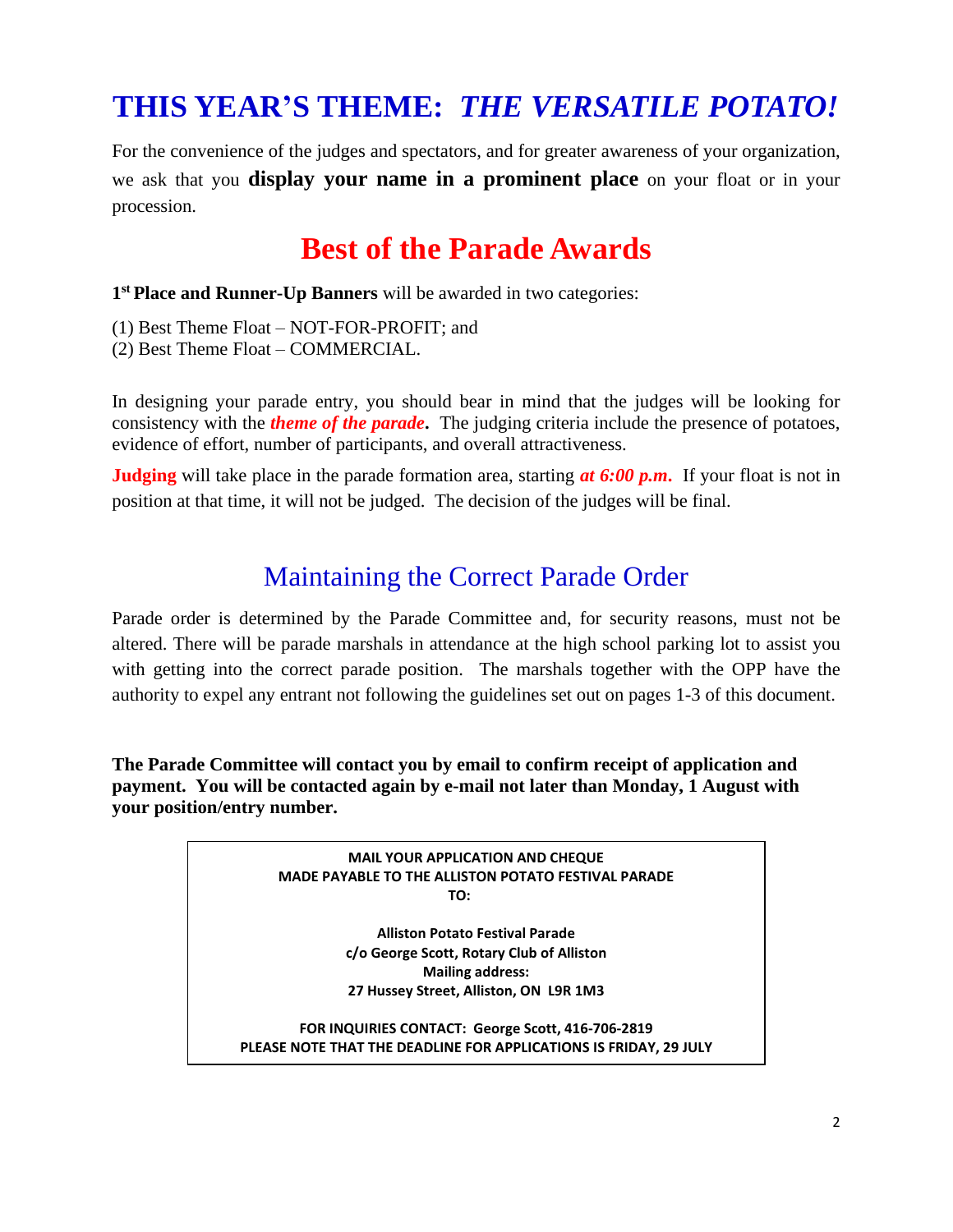# THIS YEAR'S THEME: *THE VERSATILE POTATO!*

For the convenience of the judges and spectators, and for greater awareness of your organization, we ask that you **display your name in a prominent place** on your float or in your procession.

## Best of the Parade Awards

**1st Place and Runner-Up Banners** will be awarded in two categories:

(1) Best Theme Float – NOT-FOR-PROFIT; and
(2) Best Theme Float – COMMERCIAL.

In designing your parade entry, you should bear in mind that the judges will be looking for consistency with the ***theme of the parade*****.** The judging criteria include the presence of potatoes, evidence of effort, number of participants, and overall attractiveness.

**Judging** will take place in the parade formation area, starting ***at 6:00 p.m*****.** If your float is not in position at that time, it will not be judged. The decision of the judges will be final.

## Maintaining the Correct Parade Order

Parade order is determined by the Parade Committee and, for security reasons, must not be altered. There will be parade marshals in attendance at the high school parking lot to assist you with getting into the correct parade position. The marshals together with the OPP have the authority to expel any entrant not following the guidelines set out on pages 1-3 of this document.

**The Parade Committee will contact you by email to confirm receipt of application and payment. You will be contacted again by e-mail not later than Monday, 1 August with your position/entry number.**

**MAIL YOUR APPLICATION AND CHEQUE**
**MADE PAYABLE TO THE ALLISTON POTATO FESTIVAL PARADE**
**TO:**

**Alliston Potato Festival Parade**
**c/o George Scott, Rotary Club of Alliston**
**Mailing address:**
**27 Hussey Street, Alliston, ON L9R 1M3**

**FOR INQUIRIES CONTACT: George Scott, 416-706-2819**
**PLEASE NOTE THAT THE DEADLINE FOR APPLICATIONS IS FRIDAY, 29 JULY**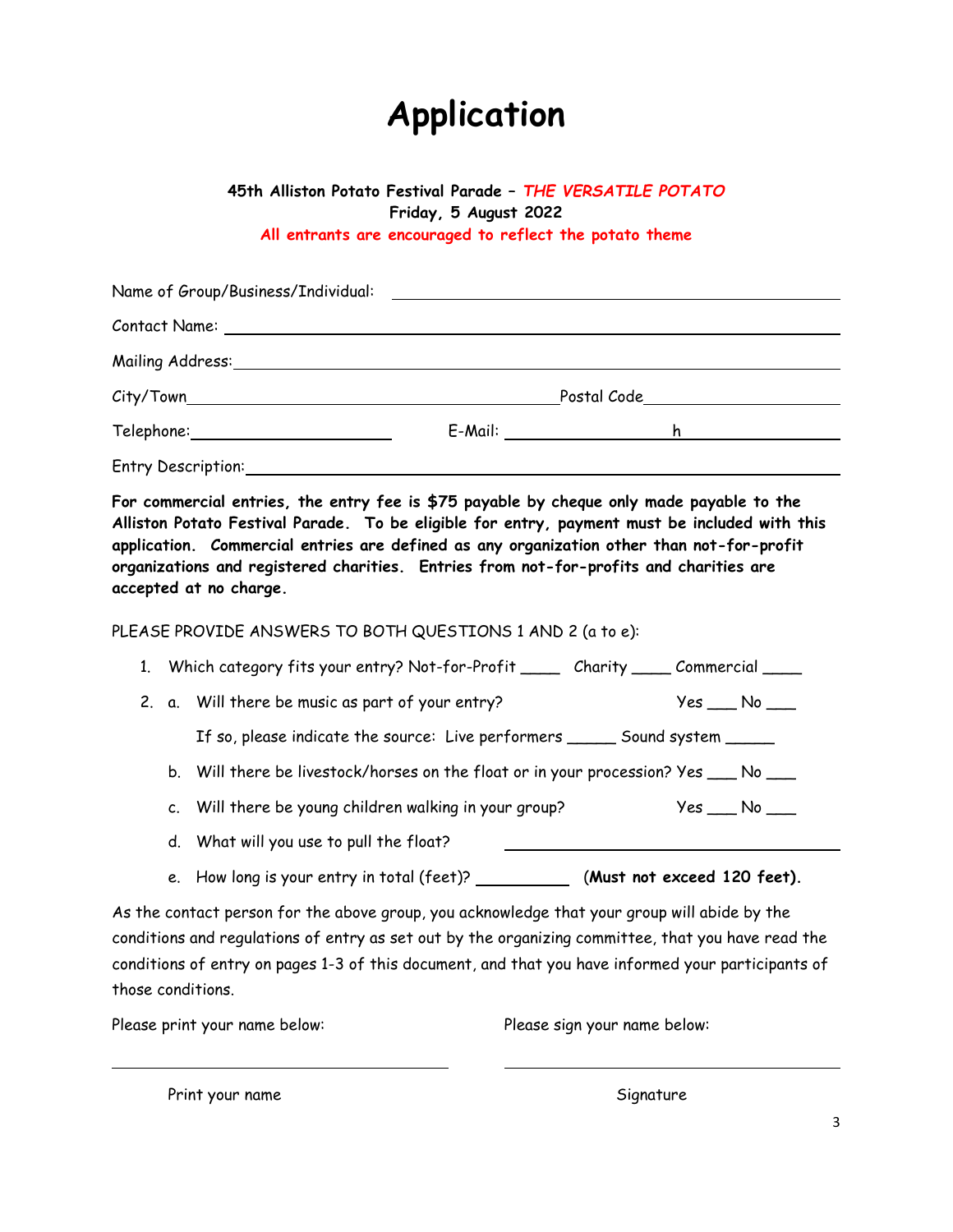# Application

**45th Alliston Potato Festival Parade – *THE VERSATILE POTATO***
**Friday, 5 August 2022**
**All entrants are encouraged to reflect the potato theme**

Name of Group/Business/Individual: ________________________________

Contact Name: ________________________________

Mailing Address: ________________________________

City/Town ____________________ Postal Code ____________

Telephone: ____________ E-Mail: ________ h ________

Entry Description: ________________________________

**For commercial entries, the entry fee is $75 payable by cheque only made payable to the Alliston Potato Festival Parade. To be eligible for entry, payment must be included with this application. Commercial entries are defined as any organization other than not-for-profit organizations and registered charities. Entries from not-for-profits and charities are accepted at no charge.**

PLEASE PROVIDE ANSWERS TO BOTH QUESTIONS 1 AND 2 (a to e):

1. Which category fits your entry? Not-for-Profit ____ Charity ____ Commercial ____
2. a. Will there be music as part of your entry? Yes ___ No ___

   If so, please indicate the source: Live performers _____ Sound system _____

   b. Will there be livestock/horses on the float or in your procession? Yes ___ No ___

   c. Will there be young children walking in your group? Yes ___ No ___

   d. What will you use to pull the float? ________________

   e. How long is your entry in total (feet)? __________ **(Must not exceed 120 feet).**

As the contact person for the above group, you acknowledge that your group will abide by the conditions and regulations of entry as set out by the organizing committee, that you have read the conditions of entry on pages 1-3 of this document, and that you have informed your participants of those conditions.

Please print your name below: Please sign your name below:

________________________ ________________________

Print your name Signature